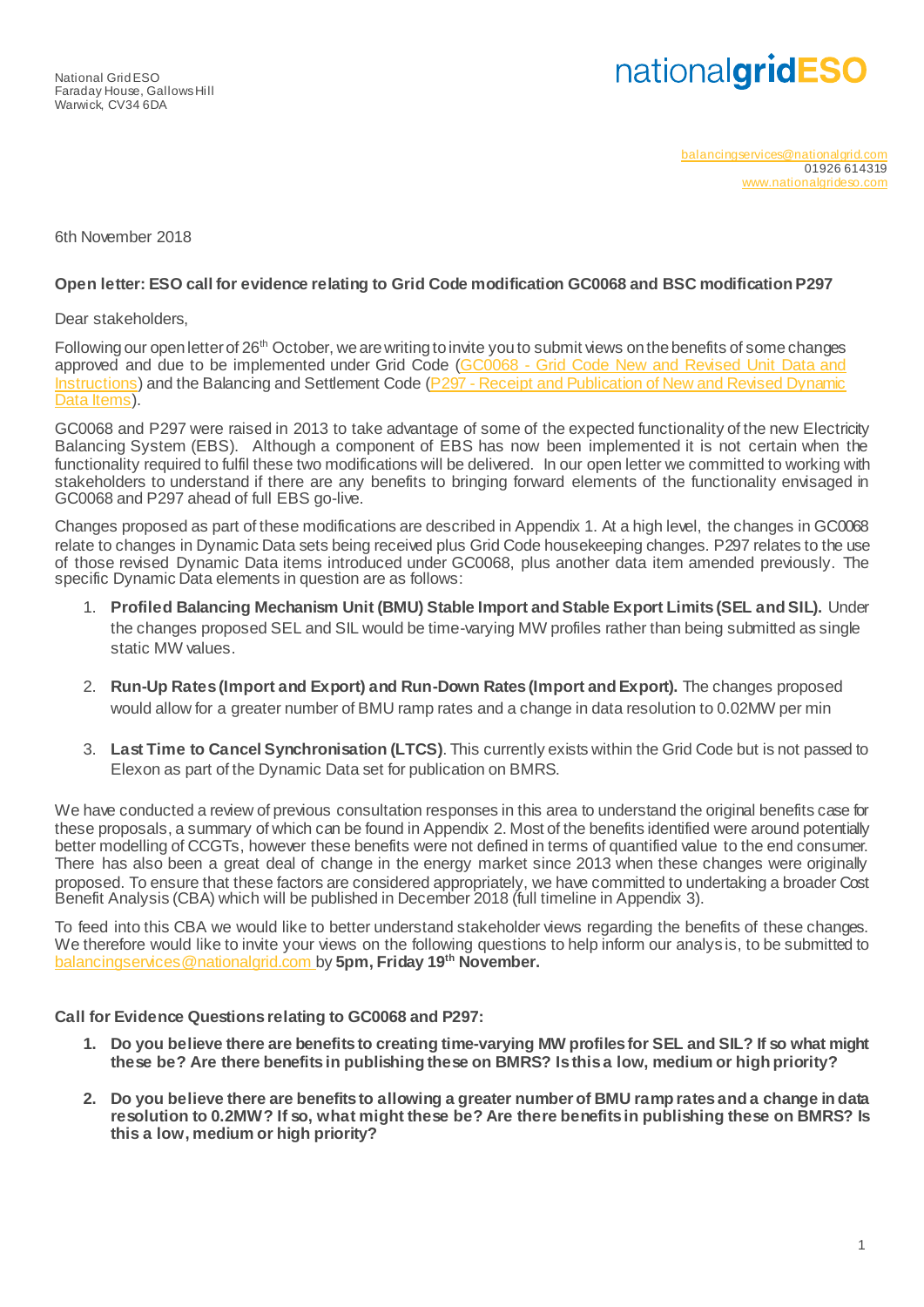National Grid ESO
Faraday House, Gallows Hill
Warwick, CV34 6DA

**nationalgridESO**

balancingservices@nationalgrid.com
01926 614319
www.nationalgrideso.com

6th November 2018

**Open letter: ESO call for evidence relating to Grid Code modification GC0068 and BSC modification P297**

Dear stakeholders,

Following our open letter of 26th October, we are writing to invite you to submit views on the benefits of some changes approved and due to be implemented under Grid Code (GC0068 - Grid Code New and Revised Unit Data and Instructions) and the Balancing and Settlement Code (P297 - Receipt and Publication of New and Revised Dynamic Data Items).

GC0068 and P297 were raised in 2013 to take advantage of some of the expected functionality of the new Electricity Balancing System (EBS). Although a component of EBS has now been implemented it is not certain when the functionality required to fulfil these two modifications will be delivered. In our open letter we committed to working with stakeholders to understand if there are any benefits to bringing forward elements of the functionality envisaged in GC0068 and P297 ahead of full EBS go-live.

Changes proposed as part of these modifications are described in Appendix 1. At a high level, the changes in GC0068 relate to changes in Dynamic Data sets being received plus Grid Code housekeeping changes. P297 relates to the use of those revised Dynamic Data items introduced under GC0068, plus another data item amended previously. The specific Dynamic Data elements in question are as follows:

1. **Profiled Balancing Mechanism Unit (BMU) Stable Import and Stable Export Limits (SEL and SIL).** Under the changes proposed SEL and SIL would be time-varying MW profiles rather than being submitted as single static MW values.
2. **Run-Up Rates (Import and Export) and Run-Down Rates (Import and Export).** The changes proposed would allow for a greater number of BMU ramp rates and a change in data resolution to 0.02MW per min
3. **Last Time to Cancel Synchronisation (LTCS)**. This currently exists within the Grid Code but is not passed to Elexon as part of the Dynamic Data set for publication on BMRS.

We have conducted a review of previous consultation responses in this area to understand the original benefits case for these proposals, a summary of which can be found in Appendix 2. Most of the benefits identified were around potentially better modelling of CCGTs, however these benefits were not defined in terms of quantified value to the end consumer. There has also been a great deal of change in the energy market since 2013 when these changes were originally proposed. To ensure that these factors are considered appropriately, we have committed to undertaking a broader Cost Benefit Analysis (CBA) which will be published in December 2018 (full timeline in Appendix 3).

To feed into this CBA we would like to better understand stakeholder views regarding the benefits of these changes. We therefore would like to invite your views on the following questions to help inform our analysis, to be submitted to balancingservices@nationalgrid.com by **5pm, Friday 19th November.**

**Call for Evidence Questions relating to GC0068 and P297:**

1. **Do you believe there are benefits to creating time-varying MW profiles for SEL and SIL? If so what might these be? Are there benefits in publishing these on BMRS? Is this a low, medium or high priority?**
2. **Do you believe there are benefits to allowing a greater number of BMU ramp rates and a change in data resolution to 0.2MW? If so, what might these be? Are there benefits in publishing these on BMRS? Is this a low, medium or high priority?**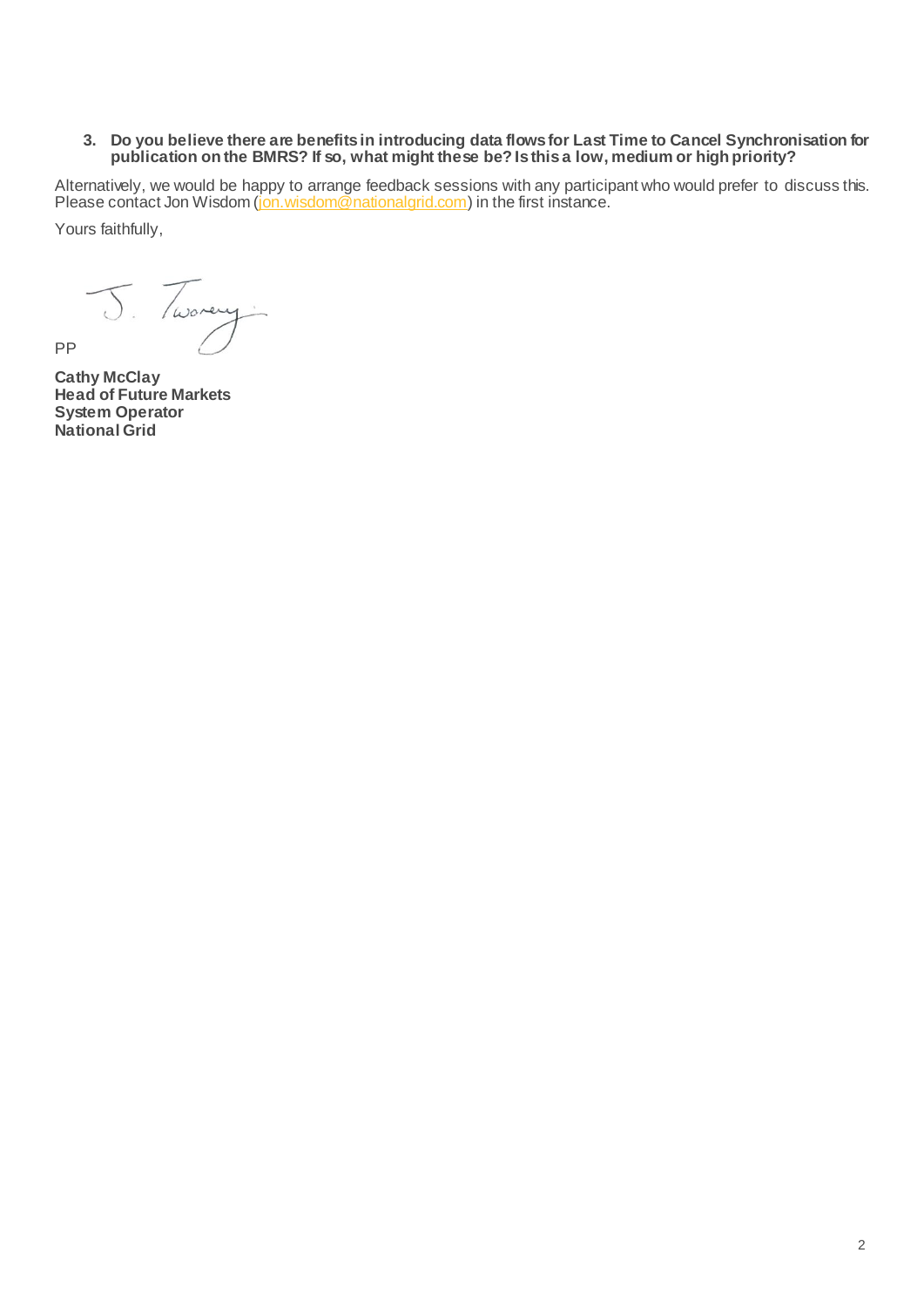3. **Do you believe there are benefits in introducing data flows for Last Time to Cancel Synchronisation for publication on the BMRS? If so, what might these be? Is this a low, medium or high priority?**

Alternatively, we would be happy to arrange feedback sessions with any participant who would prefer to discuss this. Please contact Jon Wisdom (jon.wisdom@nationalgrid.com) in the first instance.

Yours faithfully,

PP

**Cathy McClay**
**Head of Future Markets**
**System Operator**
**National Grid**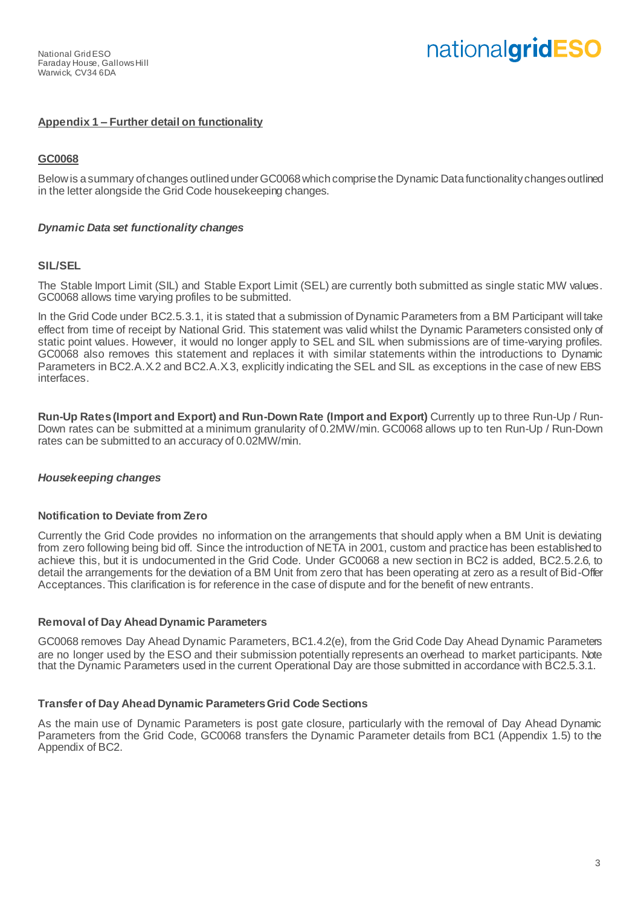National Grid ESO
Faraday House, Gallows Hill
Warwick, CV34 6DA

**nationalgridESO**

## Appendix 1 – Further detail on functionality

### GC0068

Below is a summary of changes outlined under GC0068 which comprise the Dynamic Data functionality changes outlined in the letter alongside the Grid Code housekeeping changes.

*Dynamic Data set functionality changes*

**SIL/SEL**

The Stable Import Limit (SIL) and Stable Export Limit (SEL) are currently both submitted as single static MW values. GC0068 allows time varying profiles to be submitted.

In the Grid Code under BC2.5.3.1, it is stated that a submission of Dynamic Parameters from a BM Participant will take effect from time of receipt by National Grid. This statement was valid whilst the Dynamic Parameters consisted only of static point values. However, it would no longer apply to SEL and SIL when submissions are of time-varying profiles. GC0068 also removes this statement and replaces it with similar statements within the introductions to Dynamic Parameters in BC2.A.X.2 and BC2.A.X.3, explicitly indicating the SEL and SIL as exceptions in the case of new EBS interfaces.

**Run-Up Rates (Import and Export) and Run-Down Rate (Import and Export)** Currently up to three Run-Up / Run-Down rates can be submitted at a minimum granularity of 0.2MW/min. GC0068 allows up to ten Run-Up / Run-Down rates can be submitted to an accuracy of 0.02MW/min.

*Housekeeping changes*

**Notification to Deviate from Zero**

Currently the Grid Code provides no information on the arrangements that should apply when a BM Unit is deviating from zero following being bid off. Since the introduction of NETA in 2001, custom and practice has been established to achieve this, but it is undocumented in the Grid Code. Under GC0068 a new section in BC2 is added, BC2.5.2.6, to detail the arrangements for the deviation of a BM Unit from zero that has been operating at zero as a result of Bid-Offer Acceptances. This clarification is for reference in the case of dispute and for the benefit of new entrants.

**Removal of Day Ahead Dynamic Parameters**

GC0068 removes Day Ahead Dynamic Parameters, BC1.4.2(e), from the Grid Code Day Ahead Dynamic Parameters are no longer used by the ESO and their submission potentially represents an overhead to market participants. Note that the Dynamic Parameters used in the current Operational Day are those submitted in accordance with BC2.5.3.1.

**Transfer of Day Ahead Dynamic Parameters Grid Code Sections**

As the main use of Dynamic Parameters is post gate closure, particularly with the removal of Day Ahead Dynamic Parameters from the Grid Code, GC0068 transfers the Dynamic Parameter details from BC1 (Appendix 1.5) to the Appendix of BC2.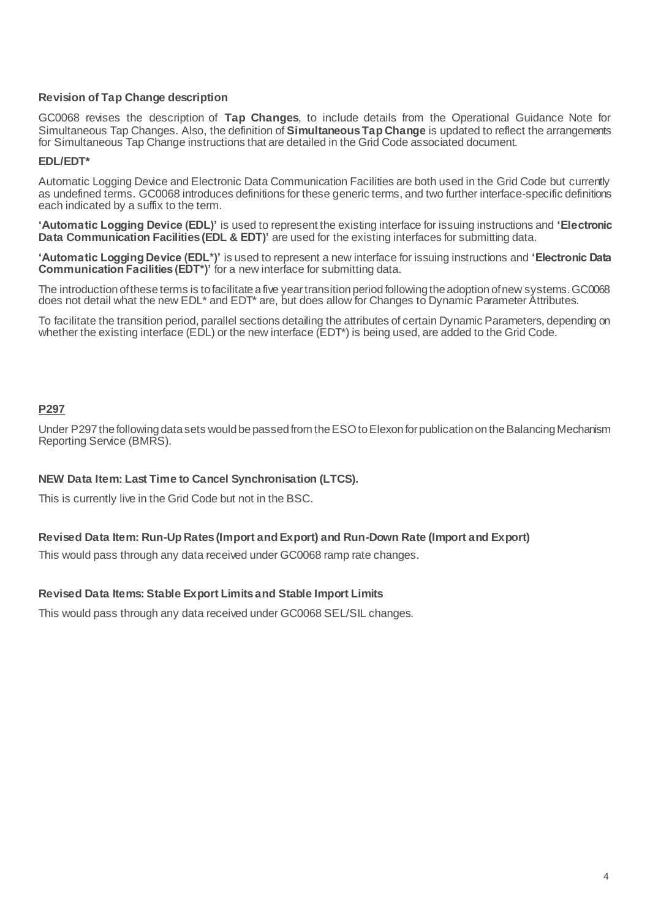### Revision of Tap Change description

GC0068 revises the description of **Tap Changes**, to include details from the Operational Guidance Note for Simultaneous Tap Changes. Also, the definition of **Simultaneous Tap Change** is updated to reflect the arrangements for Simultaneous Tap Change instructions that are detailed in the Grid Code associated document.

### EDL/EDT*

Automatic Logging Device and Electronic Data Communication Facilities are both used in the Grid Code but currently as undefined terms. GC0068 introduces definitions for these generic terms, and two further interface-specific definitions each indicated by a suffix to the term.

**'Automatic Logging Device (EDL)'** is used to represent the existing interface for issuing instructions and **'Electronic Data Communication Facilities (EDL & EDT)'** are used for the existing interfaces for submitting data.

**'Automatic Logging Device (EDL*)'** is used to represent a new interface for issuing instructions and **'Electronic Data Communication Facilities (EDT*)'** for a new interface for submitting data.

The introduction of these terms is to facilitate a five year transition period following the adoption of new systems. GC0068 does not detail what the new EDL* and EDT* are, but does allow for Changes to Dynamic Parameter Attributes.

To facilitate the transition period, parallel sections detailing the attributes of certain Dynamic Parameters, depending on whether the existing interface (EDL) or the new interface (EDT*) is being used, are added to the Grid Code.

## P297

Under P297 the following data sets would be passed from the ESO to Elexon for publication on the Balancing Mechanism Reporting Service (BMRS).

### NEW Data Item: Last Time to Cancel Synchronisation (LTCS).

This is currently live in the Grid Code but not in the BSC.

### Revised Data Item: Run-Up Rates (Import and Export) and Run-Down Rate (Import and Export)

This would pass through any data received under GC0068 ramp rate changes.

### Revised Data Items: Stable Export Limits and Stable Import Limits

This would pass through any data received under GC0068 SEL/SIL changes.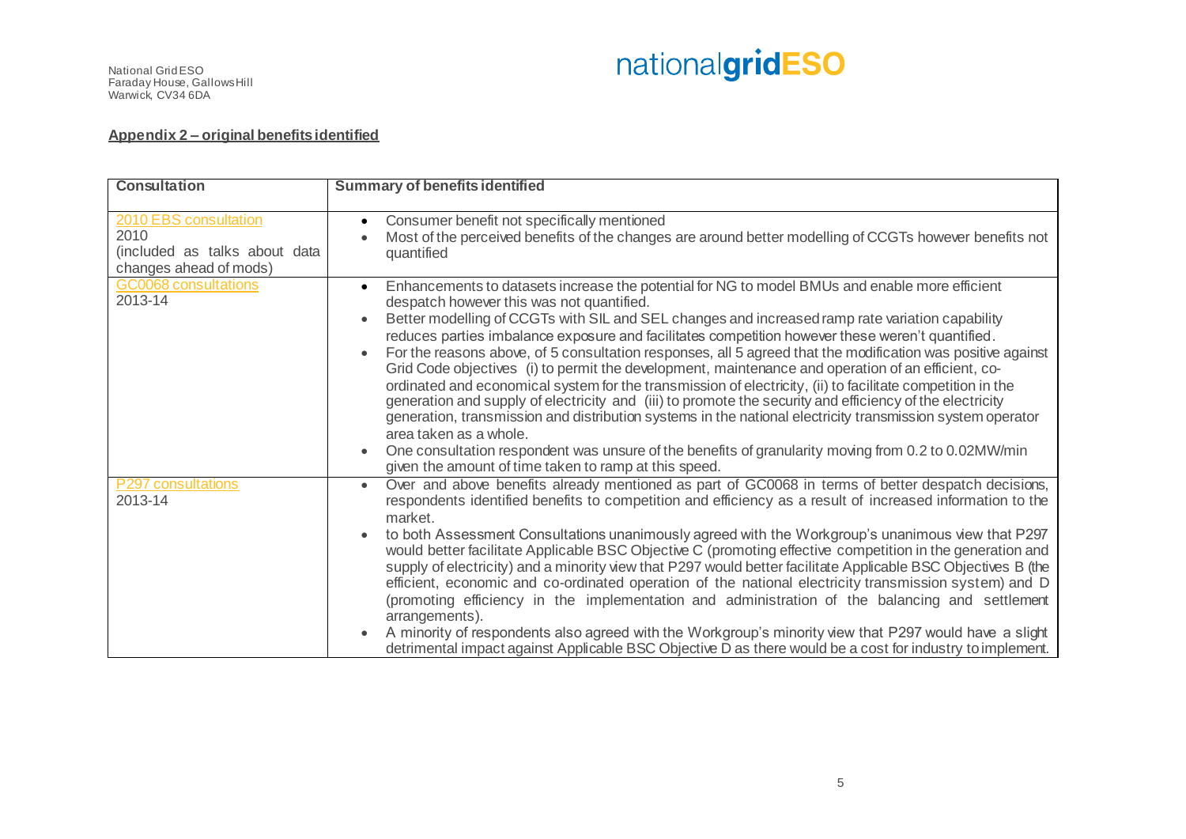**Appendix 2 – original benefits identified**

| Consultation | Summary of benefits identified |
| --- | --- |
| 2010 EBS consultation<br>2010<br>(included as talks about data changes ahead of mods) | • Consumer benefit not specifically mentioned<br>• Most of the perceived benefits of the changes are around better modelling of CCGTs however benefits not quantified |
| GC0068 consultations<br>2013-14 | • Enhancements to datasets increase the potential for NG to model BMUs and enable more efficient despatch however this was not quantified.<br>• Better modelling of CCGTs with SIL and SEL changes and increased ramp rate variation capability reduces parties imbalance exposure and facilitates competition however these weren't quantified.<br>• For the reasons above, of 5 consultation responses, all 5 agreed that the modification was positive against Grid Code objectives (i) to permit the development, maintenance and operation of an efficient, co-ordinated and economical system for the transmission of electricity, (ii) to facilitate competition in the generation and supply of electricity and (iii) to promote the security and efficiency of the electricity generation, transmission and distribution systems in the national electricity transmission system operator area taken as a whole.<br>• One consultation respondent was unsure of the benefits of granularity moving from 0.2 to 0.02MW/min given the amount of time taken to ramp at this speed. |
| P297 consultations<br>2013-14 | • Over and above benefits already mentioned as part of GC0068 in terms of better despatch decisions, respondents identified benefits to competition and efficiency as a result of increased information to the market.<br>• to both Assessment Consultations unanimously agreed with the Workgroup's unanimous view that P297 would better facilitate Applicable BSC Objective C (promoting effective competition in the generation and supply of electricity) and a minority view that P297 would better facilitate Applicable BSC Objectives B (the efficient, economic and co-ordinated operation of the national electricity transmission system) and D (promoting efficiency in the implementation and administration of the balancing and settlement arrangements).<br>• A minority of respondents also agreed with the Workgroup's minority view that P297 would have a slight detrimental impact against Applicable BSC Objective D as there would be a cost for industry to implement. |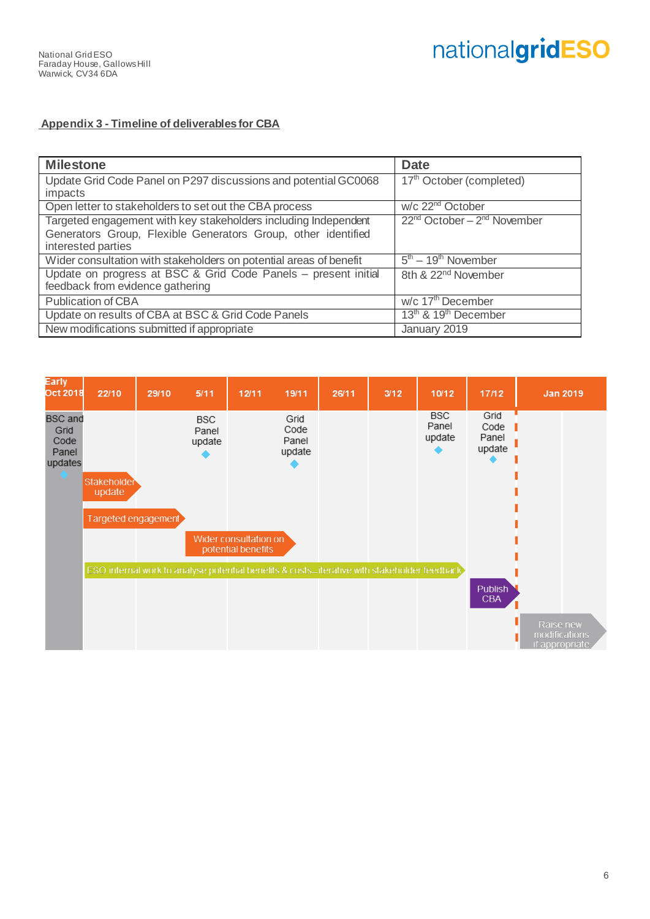National Grid ESO
Faraday House, Gallows Hill
Warwick, CV34 6DA

nationalgridESO

## Appendix 3 - Timeline of deliverables for CBA

| Milestone | Date |
|---|---|
| Update Grid Code Panel on P297 discussions and potential GC0068 impacts | 17th October (completed) |
| Open letter to stakeholders to set out the CBA process | w/c 22nd October |
| Targeted engagement with key stakeholders including Independent Generators Group, Flexible Generators Group, other identified interested parties | 22nd October – 2nd November |
| Wider consultation with stakeholders on potential areas of benefit | 5th – 19th November |
| Update on progress at BSC & Grid Code Panels – present initial feedback from evidence gathering | 8th & 22nd November |
| Publication of CBA | w/c 17th December |
| Update on results of CBA at BSC & Grid Code Panels | 13th & 19th December |
| New modifications submitted if appropriate | January 2019 |

Early Oct 2018

22/10

29/10

5/11

12/11

19/11

26/11

3/12

10/12

17/12

Jan 2019

BSC and Grid Code Panel updates

BSC Panel update

Grid Code Panel update

BSC Panel update

Grid Code Panel update

Stakeholder update

Targeted engagement

Wider consultation on potential benefits

ESO internal work to analyse potential benefits & costs – iterative with stakeholder feedback

Publish CBA

Raise new modifications if appropriate